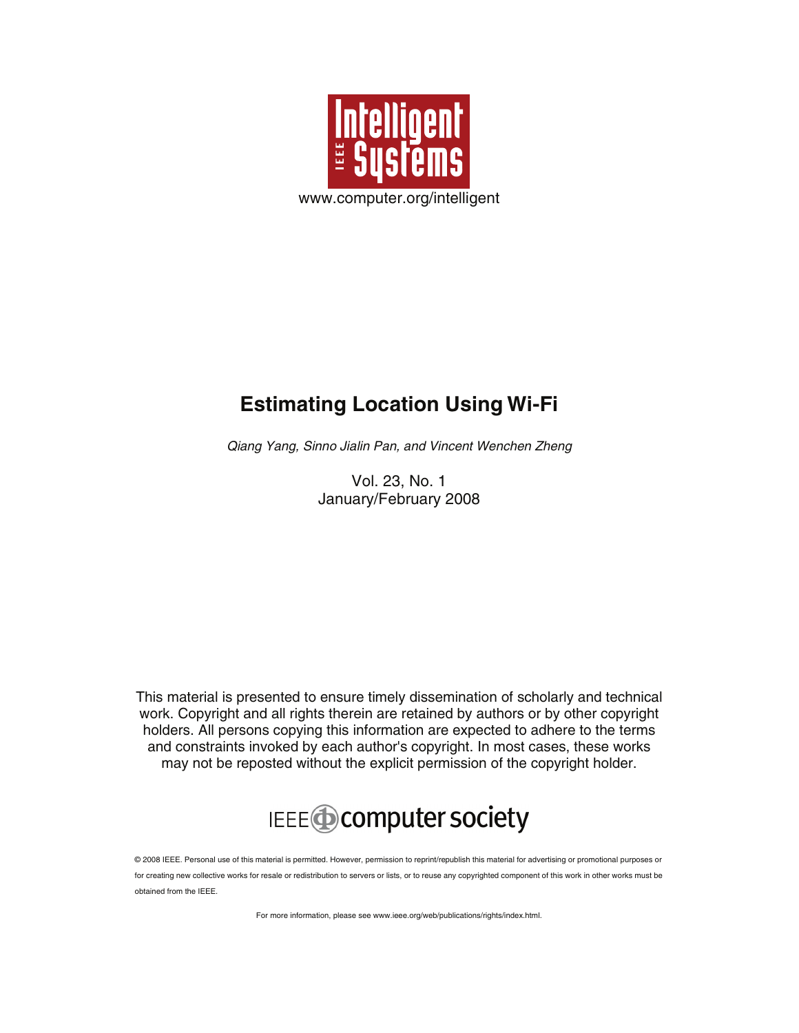# Intelligent Systems

www.computer.org/intelligent

## Estimating Location Using Wi-Fi

*Qiang Yang, Sinno Jialin Pan, and Vincent Wenchen Zheng*

Vol. 23, No. 1
January/February 2008

This material is presented to ensure timely dissemination of scholarly and technical work. Copyright and all rights therein are retained by authors or by other copyright holders. All persons copying this information are expected to adhere to the terms and constraints invoked by each author's copyright. In most cases, these works may not be reposted without the explicit permission of the copyright holder.

IEEE computer society

© 2008 IEEE. Personal use of this material is permitted. However, permission to reprint/republish this material for advertising or promotional purposes or for creating new collective works for resale or redistribution to servers or lists, or to reuse any copyrighted component of this work in other works must be obtained from the IEEE.

For more information, please see www.ieee.org/web/publications/rights/index.html.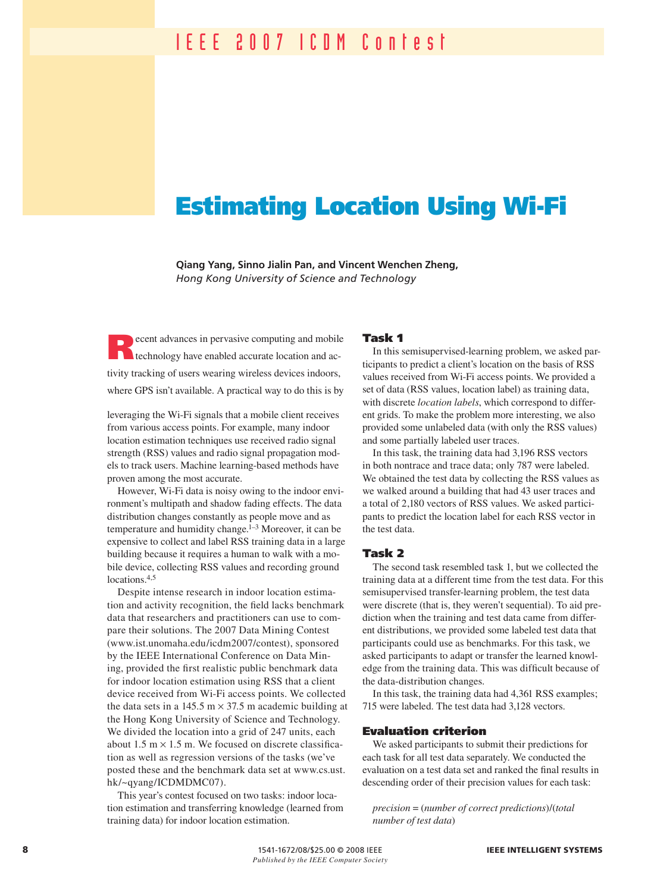IEEE 2007 ICDM Contest

# Estimating Location Using Wi-Fi

**Qiang Yang, Sinno Jialin Pan, and Vincent Wenchen Zheng,**
*Hong Kong University of Science and Technology*

Recent advances in pervasive computing and mobile technology have enabled accurate location and activity tracking of users wearing wireless devices indoors, where GPS isn't available. A practical way to do this is by leveraging the Wi-Fi signals that a mobile client receives from various access points. For example, many indoor location estimation techniques use received radio signal strength (RSS) values and radio signal propagation models to track users. Machine learning-based methods have proven among the most accurate.

However, Wi-Fi data is noisy owing to the indoor environment's multipath and shadow fading effects. The data distribution changes constantly as people move and as temperature and humidity change.[1–3] Moreover, it can be expensive to collect and label RSS training data in a large building because it requires a human to walk with a mobile device, collecting RSS values and recording ground locations.[4,5]

Despite intense research in indoor location estimation and activity recognition, the field lacks benchmark data that researchers and practitioners can use to compare their solutions. The 2007 Data Mining Contest (www.ist.unomaha.edu/icdm2007/contest), sponsored by the IEEE International Conference on Data Mining, provided the first realistic public benchmark data for indoor location estimation using RSS that a client device received from Wi-Fi access points. We collected the data sets in a 145.5 m × 37.5 m academic building at the Hong Kong University of Science and Technology. We divided the location into a grid of 247 units, each about 1.5 m × 1.5 m. We focused on discrete classification as well as regression versions of the tasks (we've posted these and the benchmark data set at www.cs.ust.hk/~qyang/ICDMDMC07).

This year's contest focused on two tasks: indoor location estimation and transferring knowledge (learned from training data) for indoor location estimation.

## Task 1

In this semisupervised-learning problem, we asked participants to predict a client's location on the basis of RSS values received from Wi-Fi access points. We provided a set of data (RSS values, location label) as training data, with discrete *location labels*, which correspond to different grids. To make the problem more interesting, we also provided some unlabeled data (with only the RSS values) and some partially labeled user traces.

In this task, the training data had 3,196 RSS vectors in both nontrace and trace data; only 787 were labeled. We obtained the test data by collecting the RSS values as we walked around a building that had 43 user traces and a total of 2,180 vectors of RSS values. We asked participants to predict the location label for each RSS vector in the test data.

## Task 2

The second task resembled task 1, but we collected the training data at a different time from the test data. For this semisupervised transfer-learning problem, the test data were discrete (that is, they weren't sequential). To aid prediction when the training and test data came from different distributions, we provided some labeled test data that participants could use as benchmarks. For this task, we asked participants to adapt or transfer the learned knowledge from the training data. This was difficult because of the data-distribution changes.

In this task, the training data had 4,361 RSS examples; 715 were labeled. The test data had 3,128 vectors.

## Evaluation criterion

We asked participants to submit their predictions for each task for all test data separately. We conducted the evaluation on a test data set and ranked the final results in descending order of their precision values for each task:

*precision* = (*number of correct predictions*)/(*total number of test data*)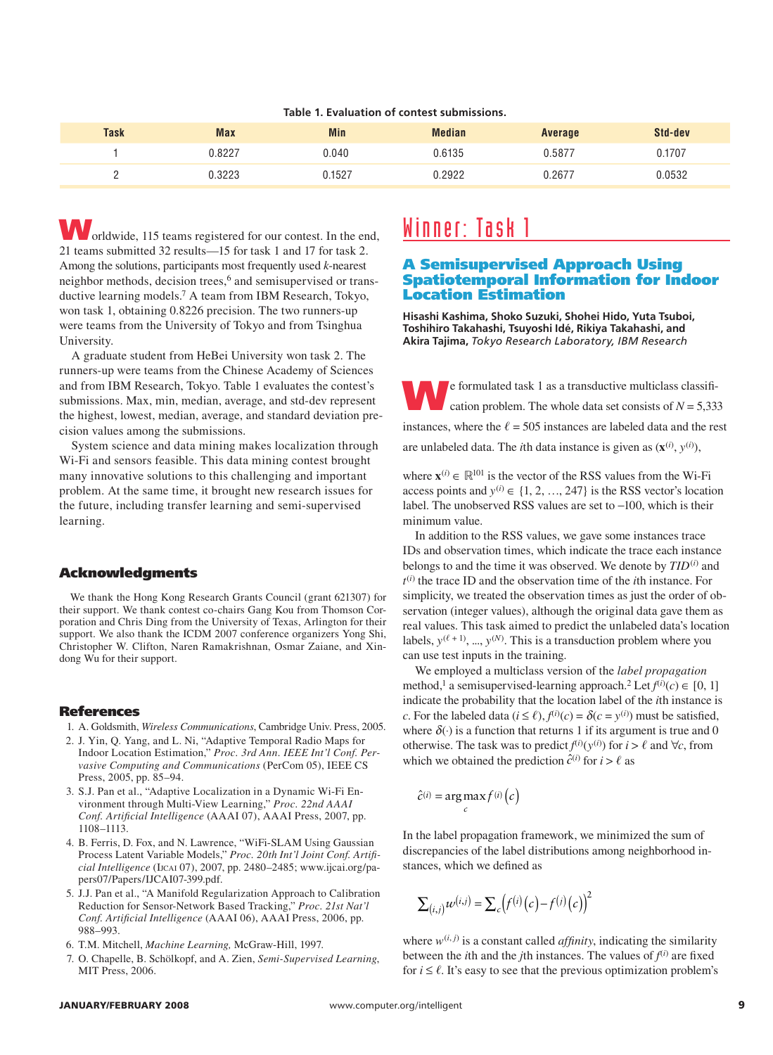**Table 1. Evaluation of contest submissions.**

| Task | Max | Min | Median | Average | Std-dev |
|---|---|---|---|---|---|
| 1 | 0.8227 | 0.040 | 0.6135 | 0.5877 | 0.1707 |
| 2 | 0.3223 | 0.1527 | 0.2922 | 0.2677 | 0.0532 |

Worldwide, 115 teams registered for our contest. In the end, 21 teams submitted 32 results—15 for task 1 and 17 for task 2. Among the solutions, participants most frequently used *k*-nearest neighbor methods, decision trees,[6] and semisupervised or transductive learning models.[7] A team from IBM Research, Tokyo, won task 1, obtaining 0.8226 precision. The two runners-up were teams from the University of Tokyo and from Tsinghua University.

A graduate student from HeBei University won task 2. The runners-up were teams from the Chinese Academy of Sciences and from IBM Research, Tokyo. Table 1 evaluates the contest's submissions. Max, min, median, average, and std-dev represent the highest, lowest, median, average, and standard deviation precision values among the submissions.

System science and data mining makes localization through Wi-Fi and sensors feasible. This data mining contest brought many innovative solutions to this challenging and important problem. At the same time, it brought new research issues for the future, including transfer learning and semi-supervised learning.

## Acknowledgments

We thank the Hong Kong Research Grants Council (grant 621307) for their support. We thank contest co-chairs Gang Kou from Thomson Corporation and Chris Ding from the University of Texas, Arlington for their support. We also thank the ICDM 2007 conference organizers Yong Shi, Christopher W. Clifton, Naren Ramakrishnan, Osmar Zaiane, and Xindong Wu for their support.

## References

1. A. Goldsmith, *Wireless Communications*, Cambridge Univ. Press, 2005.
2. J. Yin, Q. Yang, and L. Ni, "Adaptive Temporal Radio Maps for Indoor Location Estimation," *Proc. 3rd Ann. IEEE Int'l Conf. Pervasive Computing and Communications* (PerCom 05), IEEE CS Press, 2005, pp. 85–94.
3. S.J. Pan et al., "Adaptive Localization in a Dynamic Wi-Fi Environment through Multi-View Learning," *Proc. 22nd AAAI Conf. Artificial Intelligence* (AAAI 07), AAAI Press, 2007, pp. 1108–1113.
4. B. Ferris, D. Fox, and N. Lawrence, "WiFi-SLAM Using Gaussian Process Latent Variable Models," *Proc. 20th Int'l Joint Conf. Artificial Intelligence* (IJCAI 07), 2007, pp. 2480–2485; www.ijcai.org/papers07/Papers/IJCAI07-399.pdf.
5. J.J. Pan et al., "A Manifold Regularization Approach to Calibration Reduction for Sensor-Network Based Tracking," *Proc. 21st Nat'l Conf. Artificial Intelligence* (AAAI 06), AAAI Press, 2006, pp. 988–993.
6. T.M. Mitchell, *Machine Learning,* McGraw-Hill, 1997.
7. O. Chapelle, B. Schölkopf, and A. Zien, *Semi-Supervised Learning*, MIT Press, 2006.

# Winner: Task 1

## A Semisupervised Approach Using Spatiotemporal Information for Indoor Location Estimation

**Hisashi Kashima, Shoko Suzuki, Shohei Hido, Yuta Tsuboi, Toshihiro Takahashi, Tsuyoshi Idé, Rikiya Takahashi, and Akira Tajima,** *Tokyo Research Laboratory, IBM Research*

We formulated task 1 as a transductive multiclass classification problem. The whole data set consists of $N = 5{,}333$ instances, where the $\ell = 505$ instances are labeled data and the rest are unlabeled data. The *i*th data instance is given as $(\mathbf{x}^{(i)}, y^{(i)})$, where $\mathbf{x}^{(i)} \in \mathbb{R}^{101}$ is the vector of the RSS values from the Wi-Fi access points and $y^{(i)} \in \{1, 2, \ldots, 247\}$ is the RSS vector's location label. The unobserved RSS values are set to $-100$, which is their minimum value.

In addition to the RSS values, we gave some instances trace IDs and observation times, which indicate the trace each instance belongs to and the time it was observed. We denote by $TID^{(i)}$ and $t^{(i)}$ the trace ID and the observation time of the *i*th instance. For simplicity, we treated the observation times as just the order of observation (integer values), although the original data gave them as real values. This task aimed to predict the unlabeled data's location labels, $y^{(\ell+1)}, \ldots, y^{(N)}$. This is a transduction problem where you can use test inputs in the training.

We employed a multiclass version of the *label propagation* method,[1] a semisupervised-learning approach.[2] Let $f^{(i)}(c) \in [0, 1]$ indicate the probability that the location label of the *i*th instance is *c*. For the labeled data ($i \le \ell$), $f^{(i)}(c) = \delta(c = y^{(i)})$ must be satisfied, where $\delta(\cdot)$ is a function that returns 1 if its argument is true and 0 otherwise. The task was to predict $f^{(i)}(y^{(i)})$ for $i > \ell$ and $\forall c$, from which we obtained the prediction $\hat{c}^{(i)}$ for $i > \ell$ as

$$\hat{c}^{(i)} = \arg\max_{c} f^{(i)}(c)$$

In the label propagation framework, we minimized the sum of discrepancies of the label distributions among neighborhood instances, which we defined as

$$\sum_{(i,j)} w^{(i,j)} = \sum_{c} \left( f^{(i)}(c) - f^{(j)}(c) \right)^2$$

where $w^{(i,j)}$ is a constant called *affinity*, indicating the similarity between the *i*th and the *j*th instances. The values of $f^{(i)}$ are fixed for $i \le \ell$. It's easy to see that the previous optimization problem's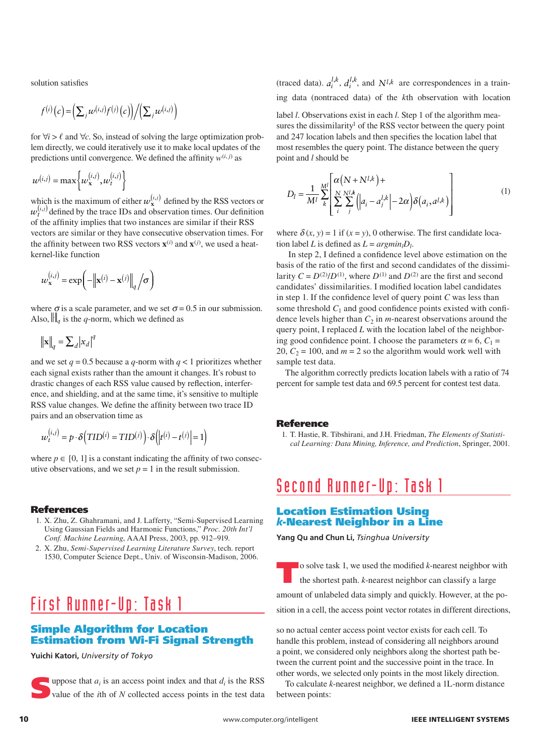solution satisfies

$$f^{(i)}(c) = \left(\sum_j w^{(i,j)} f^{(j)}(c)\right) \Big/ \left(\sum_j w^{(i,j)}\right)$$

for $\forall i > \ell$ and $\forall c$. So, instead of solving the large optimization problem directly, we could iteratively use it to make local updates of the predictions until convergence. We defined the affinity $w^{(i,j)}$ as

$$w^{(i,j)} = \max\left\{w_{\mathbf{x}}^{(i,j)}, w_t^{(i,j)}\right\}$$

which is the maximum of either $w_{\mathbf{x}}^{(i,j)}$ defined by the RSS vectors or $w_t^{(i,j)}$ defined by the trace IDs and observation times. Our definition of the affinity implies that two instances are similar if their RSS vectors are similar or they have consecutive observation times. For the affinity between two RSS vectors $\mathbf{x}^{(i)}$ and $\mathbf{x}^{(j)}$, we used a heat-kernel-like function

$$w_{\mathbf{x}}^{(i,j)} = \exp\left(-\left\|\mathbf{x}^{(i)} - \mathbf{x}^{(j)}\right\|_q \Big/ \sigma\right)$$

where $\sigma$ is a scale parameter, and we set $\sigma = 0.5$ in our submission. Also, $\|\cdot\|_q$ is the $q$-norm, which we defined as

$$\|\mathbf{x}\|_q = \sum_d |x_d|^q$$

and we set $q = 0.5$ because a $q$-norm with $q < 1$ prioritizes whether each signal exists rather than the amount it changes. It's robust to drastic changes of each RSS value caused by reflection, interference, and shielding, and at the same time, it's sensitive to multiple RSS value changes. We define the affinity between two trace ID pairs and an observation time as

$$w_t^{(i,j)} = p \cdot \delta\left(TID^{(i)} = TID^{(j)}\right) \cdot \delta\left(\left|t^{(i)} - t^{(j)}\right| = 1\right)$$

where $p \in [0, 1]$ is a constant indicating the affinity of two consecutive observations, and we set $p = 1$ in the result submission.

## References

1. X. Zhu, Z. Ghahramani, and J. Lafferty, "Semi-Supervised Learning Using Gaussian Fields and Harmonic Functions," *Proc. 20th Int'l Conf. Machine Learning*, AAAI Press, 2003, pp. 912–919.
2. X. Zhu, *Semi-Supervised Learning Literature Survey*, tech. report 1530, Computer Science Dept., Univ. of Wisconsin-Madison, 2006.

# First Runner-Up: Task 1

## Simple Algorithm for Location Estimation from Wi-Fi Signal Strength

**Yuichi Katori,** *University of Tokyo*

Suppose that $a_i$ is an access point index and that $d_i$ is the RSS value of the $i$th of $N$ collected access points in the test data (traced data). $a_i^{l,k}$, $d_i^{l,k}$, and $N^{l,k}$ are correspondences in a training data (nontraced data) of the $k$th observation with location label $l$. Observations exist in each $l$. Step 1 of the algorithm measures the dissimilarity[1] of the RSS vector between the query point and 247 location labels and then specifies the location label that most resembles the query point. The distance between the query point and $l$ should be

$$D_l = \frac{1}{M^l}\sum_k^{M^l}\left[\begin{array}{l}\alpha\left(N + N^{l,k}\right) + \\ \displaystyle\sum_i^N \sum_j^{N^{l,k}}\left(\left|a_i - a_j^{l,k}\right| - 2\alpha\right)\delta\left(a_i, a^{l,k}\right)\end{array}\right] \quad (1)$$

where $\delta(x, y) = 1$ if $(x = y)$, 0 otherwise. The first candidate location label $L$ is defined as $L = argmin_l D_l$.

In step 2, I defined a confidence level above estimation on the basis of the ratio of the first and second candidates of the dissimilarity $C = D^{(2)}/D^{(1)}$, where $D^{(1)}$ and $D^{(2)}$ are the first and second candidates' dissimilarities. I modified location label candidates in step 1. If the confidence level of query point $C$ was less than some threshold $C_1$ and good confidence points existed with confidence levels higher than $C_2$ in $m$-nearest observations around the query point, I replaced $L$ with the location label of the neighboring good confidence point. I choose the parameters $\alpha = 6$, $C_1 = 20$, $C_2 = 100$, and $m = 2$ so the algorithm would work well with sample test data.

The algorithm correctly predicts location labels with a ratio of 74 percent for sample test data and 69.5 percent for contest test data.

## Reference

1. T. Hastie, R. Tibshirani, and J.H. Friedman, *The Elements of Statistical Learning: Data Mining, Inference, and Prediction*, Springer, 2001.

# Second Runner-Up: Task 1

## Location Estimation Using *k*-Nearest Neighbor in a Line

**Yang Qu and Chun Li,** *Tsinghua University*

To solve task 1, we used the modified $k$-nearest neighbor with the shortest path. $k$-nearest neighbor can classify a large amount of unlabeled data simply and quickly. However, at the position in a cell, the access point vector rotates in different directions, so no actual center access point vector exists for each cell. To handle this problem, instead of considering all neighbors around a point, we considered only neighbors along the shortest path between the current point and the successive point in the trace. In other words, we selected only points in the most likely direction.

To calculate $k$-nearest neighbor, we defined a 1L-norm distance between points: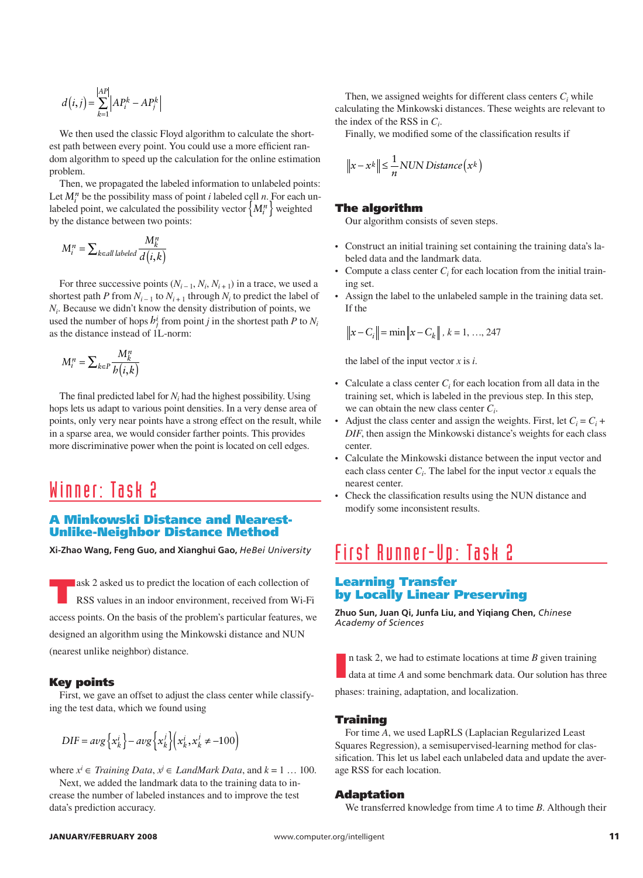$$d(i,j) = \sum_{k=1}^{|AP|} \left| AP_i^k - AP_j^k \right|$$

We then used the classic Floyd algorithm to calculate the shortest path between every point. You could use a more efficient random algorithm to speed up the calculation for the online estimation problem.

Then, we propagated the labeled information to unlabeled points: Let $M_i^n$ be the possibility mass of point $i$ labeled cell $n$. For each unlabeled point, we calculated the possibility vector $\{M_i^n\}$ weighted by the distance between two points:

$$M_i^n = \sum_{k \in all\ labeled} \frac{M_k^n}{d(i,k)}$$

For three successive points ($N_{i-1}$, $N_i$, $N_{i+1}$) in a trace, we used a shortest path $P$ from $N_{i-1}$ to $N_{i+1}$ through $N_i$ to predict the label of $N_i$. Because we didn't know the density distribution of points, we used the number of hops $h_j^i$ from point $j$ in the shortest path $P$ to $N_i$ as the distance instead of 1L-norm:

$$M_i^n = \sum_{k \in P} \frac{M_k^n}{h(i,k)}$$

The final predicted label for $N_i$ had the highest possibility. Using hops lets us adapt to various point densities. In a very dense area of points, only very near points have a strong effect on the result, while in a sparse area, we would consider farther points. This provides more discriminative power when the point is located on cell edges.

# Winner: Task 2

## A Minkowski Distance and Nearest-Unlike-Neighbor Distance Method

**Xi-Zhao Wang, Feng Guo, and Xianghui Gao,** *HeBei University*

Task 2 asked us to predict the location of each collection of RSS values in an indoor environment, received from Wi-Fi access points. On the basis of the problem's particular features, we designed an algorithm using the Minkowski distance and NUN (nearest unlike neighbor) distance.

### Key points

First, we gave an offset to adjust the class center while classifying the test data, which we found using

$$DIF = avg\left\{x_k^i\right\} - avg\left\{x_k^j\right\}\left(x_k^i, x_k^j \neq -100\right)$$

where $x^i \in$ *Training Data*, $x^j \in$ *LandMark Data*, and $k = 1 \ldots 100$.

Next, we added the landmark data to the training data to increase the number of labeled instances and to improve the test data's prediction accuracy.

Then, we assigned weights for different class centers $C_i$ while calculating the Minkowski distances. These weights are relevant to the index of the RSS in $C_i$.

Finally, we modified some of the classification results if

$$\left\| x - x^k \right\| \leq \frac{1}{n} NUN\ Distance\left(x^k\right)$$

### The algorithm

Our algorithm consists of seven steps.

- Construct an initial training set containing the training data's labeled data and the landmark data.
- Compute a class center $C_i$ for each location from the initial training set.
- Assign the label to the unlabeled sample in the training data set. If the

  $$\left\| x - C_i \right\| = \min \left\| x - C_k \right\|,\ k = 1, \ldots, 247$$

  the label of the input vector $x$ is $i$.
- Calculate a class center $C_i$ for each location from all data in the training set, which is labeled in the previous step. In this step, we can obtain the new class center $C_i$.
- Adjust the class center and assign the weights. First, let $C_i = C_i + DIF$, then assign the Minkowski distance's weights for each class center.
- Calculate the Minkowski distance between the input vector and each class center $C_i$. The label for the input vector $x$ equals the nearest center.
- Check the classification results using the NUN distance and modify some inconsistent results.

# First Runner-Up: Task 2

## Learning Transfer by Locally Linear Preserving

**Zhuo Sun, Juan Qi, Junfa Liu, and Yiqiang Chen,** *Chinese Academy of Sciences*

In task 2, we had to estimate locations at time $B$ given training data at time $A$ and some benchmark data. Our solution has three phases: training, adaptation, and localization.

### Training

For time $A$, we used LapRLS (Laplacian Regularized Least Squares Regression), a semisupervised-learning method for classification. This let us label each unlabeled data and update the average RSS for each location.

### Adaptation

We transferred knowledge from time $A$ to time $B$. Although their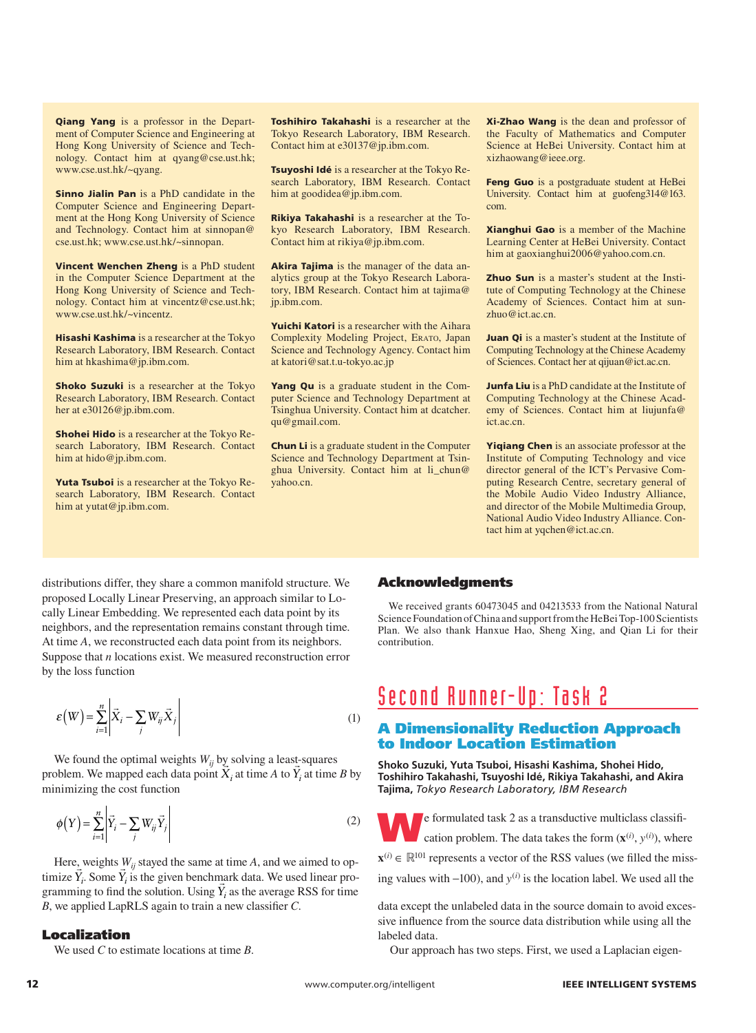**Qiang Yang** is a professor in the Department of Computer Science and Engineering at Hong Kong University of Science and Technology. Contact him at qyang@cse.ust.hk; www.cse.ust.hk/~qyang.

**Sinno Jialin Pan** is a PhD candidate in the Computer Science and Engineering Department at the Hong Kong University of Science and Technology. Contact him at sinnopan@cse.ust.hk; www.cse.ust.hk/~sinnopan.

**Vincent Wenchen Zheng** is a PhD student in the Computer Science Department at the Hong Kong University of Science and Technology. Contact him at vincentz@cse.ust.hk; www.cse.ust.hk/~vincentz.

**Hisashi Kashima** is a researcher at the Tokyo Research Laboratory, IBM Research. Contact him at hkashima@jp.ibm.com.

**Shoko Suzuki** is a researcher at the Tokyo Research Laboratory, IBM Research. Contact her at e30126@jp.ibm.com.

**Shohei Hido** is a researcher at the Tokyo Research Laboratory, IBM Research. Contact him at hido@jp.ibm.com.

**Yuta Tsuboi** is a researcher at the Tokyo Research Laboratory, IBM Research. Contact him at yutat@jp.ibm.com.

**Toshihiro Takahashi** is a researcher at the Tokyo Research Laboratory, IBM Research. Contact him at e30137@jp.ibm.com.

**Tsuyoshi Idé** is a researcher at the Tokyo Research Laboratory, IBM Research. Contact him at goodidea@jp.ibm.com.

**Rikiya Takahashi** is a researcher at the Tokyo Research Laboratory, IBM Research. Contact him at rikiya@jp.ibm.com.

**Akira Tajima** is the manager of the data analytics group at the Tokyo Research Laboratory, IBM Research. Contact him at tajima@jp.ibm.com.

**Yuichi Katori** is a researcher with the Aihara Complexity Modeling Project, ERATO, Japan Science and Technology Agency. Contact him at katori@sat.t.u-tokyo.ac.jp

**Yang Qu** is a graduate student in the Computer Science and Technology Department at Tsinghua University. Contact him at dcatcher.qu@gmail.com.

**Chun Li** is a graduate student in the Computer Science and Technology Department at Tsinghua University. Contact him at li_chun@yahoo.cn.

**Xi-Zhao Wang** is the dean and professor of the Faculty of Mathematics and Computer Science at HeBei University. Contact him at xizhaowang@ieee.org.

**Feng Guo** is a postgraduate student at HeBei University. Contact him at guofeng314@163.com.

**Xianghui Gao** is a member of the Machine Learning Center at HeBei University. Contact him at gaoxianghui2006@yahoo.com.cn.

**Zhuo Sun** is a master's student at the Institute of Computing Technology at the Chinese Academy of Sciences. Contact him at sunzhuo@ict.ac.cn.

**Juan Qi** is a master's student at the Institute of Computing Technology at the Chinese Academy of Sciences. Contact her at qijuan@ict.ac.cn.

**Junfa Liu** is a PhD candidate at the Institute of Computing Technology at the Chinese Academy of Sciences. Contact him at liujunfa@ict.ac.cn.

**Yiqiang Chen** is an associate professor at the Institute of Computing Technology and vice director general of the ICT's Pervasive Computing Research Centre, secretary general of the Mobile Audio Video Industry Alliance, and director of the Mobile Multimedia Group, National Audio Video Industry Alliance. Contact him at yqchen@ict.ac.cn.

distributions differ, they share a common manifold structure. We proposed Locally Linear Preserving, an approach similar to Locally Linear Embedding. We represented each data point by its neighbors, and the representation remains constant through time. At time *A*, we reconstructed each data point from its neighbors. Suppose that *n* locations exist. We measured reconstruction error by the loss function

$$\varepsilon(W) = \sum_{i=1}^{n} \left| \vec{X}_i - \sum_j W_{ij} \vec{X}_j \right| \qquad (1)$$

We found the optimal weights $W_{ij}$ by solving a least-squares problem. We mapped each data point $\vec{X}_i$ at time *A* to $\vec{Y}_i$ at time *B* by minimizing the cost function

$$\phi(Y) = \sum_{i=1}^{n} \left| \vec{Y}_i - \sum_j W_{ij} \vec{Y}_j \right| \qquad (2)$$

Here, weights $W_{ij}$ stayed the same at time *A*, and we aimed to optimize $\vec{Y}_i$. Some $\vec{Y}_i$ is the given benchmark data. We used linear programming to find the solution. Using $\vec{Y}_i$ as the average RSS for time *B*, we applied LapRLS again to train a new classifier *C*.

## Localization

We used *C* to estimate locations at time *B*.

## Acknowledgments

We received grants 60473045 and 04213533 from the National Natural Science Foundation of China and support from the HeBei Top-100 Scientists Plan. We also thank Hanxue Hao, Sheng Xing, and Qian Li for their contribution.

# Second Runner-Up: Task 2

## A Dimensionality Reduction Approach to Indoor Location Estimation

**Shoko Suzuki, Yuta Tsuboi, Hisashi Kashima, Shohei Hido, Toshihiro Takahashi, Tsuyoshi Idé, Rikiya Takahashi, and Akira Tajima,** *Tokyo Research Laboratory, IBM Research*

We formulated task 2 as a transductive multiclass classification problem. The data takes the form $(\mathbf{x}^{(i)}, y^{(i)})$, where $\mathbf{x}^{(i)} \in \mathbb{R}^{101}$ represents a vector of the RSS values (we filled the missing values with −100), and $y^{(i)}$ is the location label. We used all the data except the unlabeled data in the source domain to avoid excessive influence from the source data distribution while using all the labeled data.

Our approach has two steps. First, we used a Laplacian eigen-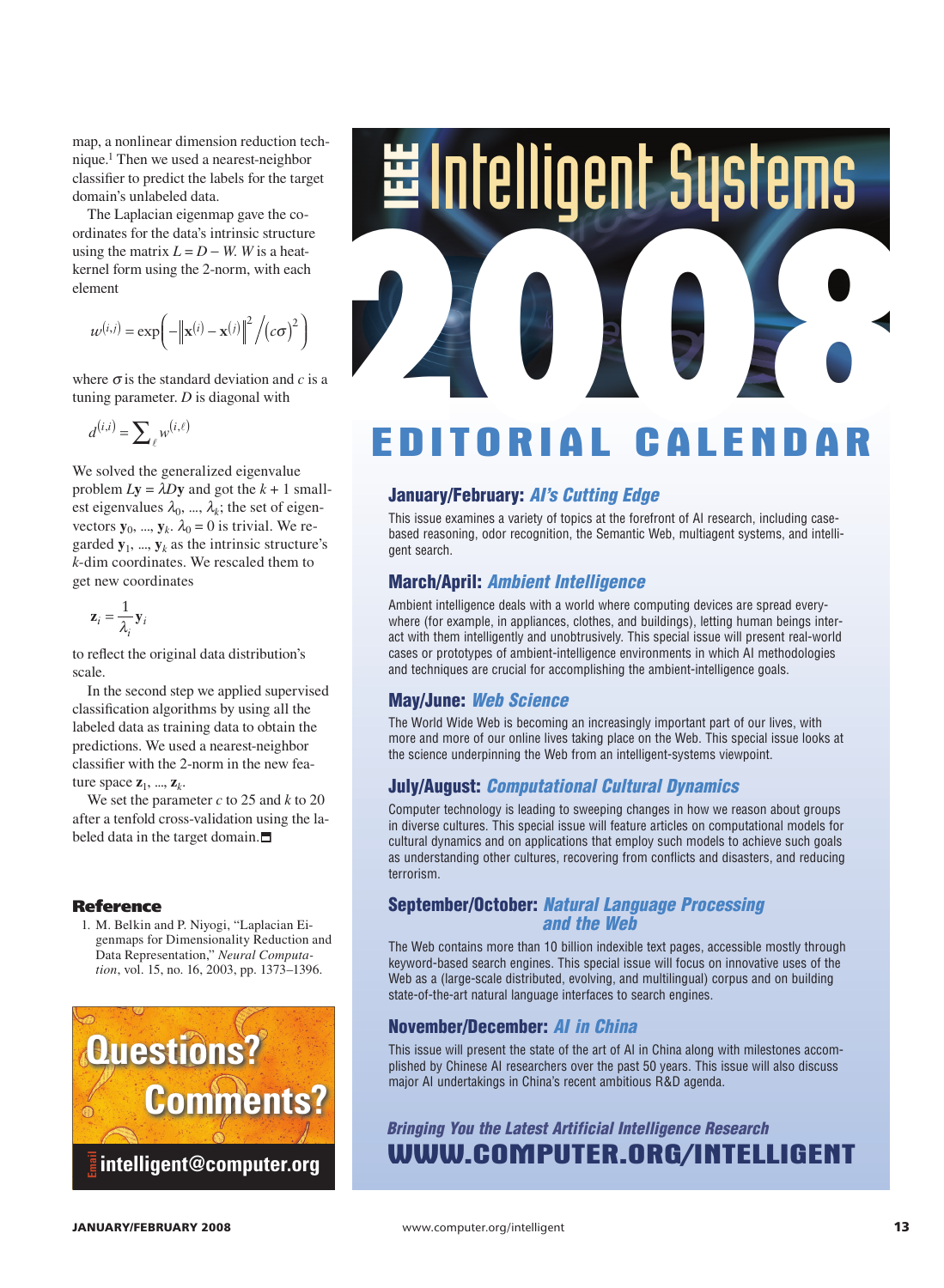map, a nonlinear dimension reduction technique.[1] Then we used a nearest-neighbor classifier to predict the labels for the target domain's unlabeled data.

The Laplacian eigenmap gave the coordinates for the data's intrinsic structure using the matrix $L = D - W$. $W$ is a heat-kernel form using the 2-norm, with each element

$$w^{(i,j)} = \exp\left(-\left\|\mathbf{x}^{(i)} - \mathbf{x}^{(j)}\right\|^2 \Big/ (c\sigma)^2\right)$$

where $\sigma$ is the standard deviation and $c$ is a tuning parameter. $D$ is diagonal with

$$d^{(i,i)} = \sum_{\ell} w^{(i,\ell)}$$

We solved the generalized eigenvalue problem $L\mathbf{y} = \lambda D\mathbf{y}$ and got the $k + 1$ smallest eigenvalues $\lambda_0, ..., \lambda_k$; the set of eigenvectors $\mathbf{y}_0, ..., \mathbf{y}_k$. $\lambda_0 = 0$ is trivial. We regarded $\mathbf{y}_1, ..., \mathbf{y}_k$ as the intrinsic structure's $k$-dim coordinates. We rescaled them to get new coordinates

$$\mathbf{z}_i = \frac{1}{\lambda_i}\mathbf{y}_i$$

to reflect the original data distribution's scale.

In the second step we applied supervised classification algorithms by using all the labeled data as training data to obtain the predictions. We used a nearest-neighbor classifier with the 2-norm in the new feature space $\mathbf{z}_1, ..., \mathbf{z}_k$.

We set the parameter $c$ to 25 and $k$ to 20 after a tenfold cross-validation using the labeled data in the target domain.

## Reference

1. M. Belkin and P. Niyogi, "Laplacian Eigenmaps for Dimensionality Reduction and Data Representation," *Neural Computation*, vol. 15, no. 16, 2003, pp. 1373–1396.

**Questions? Comments?**

Email **intelligent@computer.org**

# IEEE Intelligent Systems 2008

## EDITORIAL CALENDAR

### January/February: *AI's Cutting Edge*

This issue examines a variety of topics at the forefront of AI research, including case-based reasoning, odor recognition, the Semantic Web, multiagent systems, and intelligent search.

### March/April: *Ambient Intelligence*

Ambient intelligence deals with a world where computing devices are spread everywhere (for example, in appliances, clothes, and buildings), letting human beings interact with them intelligently and unobtrusively. This special issue will present real-world cases or prototypes of ambient-intelligence environments in which AI methodologies and techniques are crucial for accomplishing the ambient-intelligence goals.

### May/June: *Web Science*

The World Wide Web is becoming an increasingly important part of our lives, with more and more of our online lives taking place on the Web. This special issue looks at the science underpinning the Web from an intelligent-systems viewpoint.

### July/August: *Computational Cultural Dynamics*

Computer technology is leading to sweeping changes in how we reason about groups in diverse cultures. This special issue will feature articles on computational models for cultural dynamics and on applications that employ such models to achieve such goals as understanding other cultures, recovering from conflicts and disasters, and reducing terrorism.

### September/October: *Natural Language Processing and the Web*

The Web contains more than 10 billion indexible text pages, accessible mostly through keyword-based search engines. This special issue will focus on innovative uses of the Web as a (large-scale distributed, evolving, and multilingual) corpus and on building state-of-the-art natural language interfaces to search engines.

### November/December: *AI in China*

This issue will present the state of the art of AI in China along with milestones accomplished by Chinese AI researchers over the past 50 years. This issue will also discuss major AI undertakings in China's recent ambitious R&D agenda.

*Bringing You the Latest Artificial Intelligence Research*

**WWW.COMPUTER.ORG/INTELLIGENT**